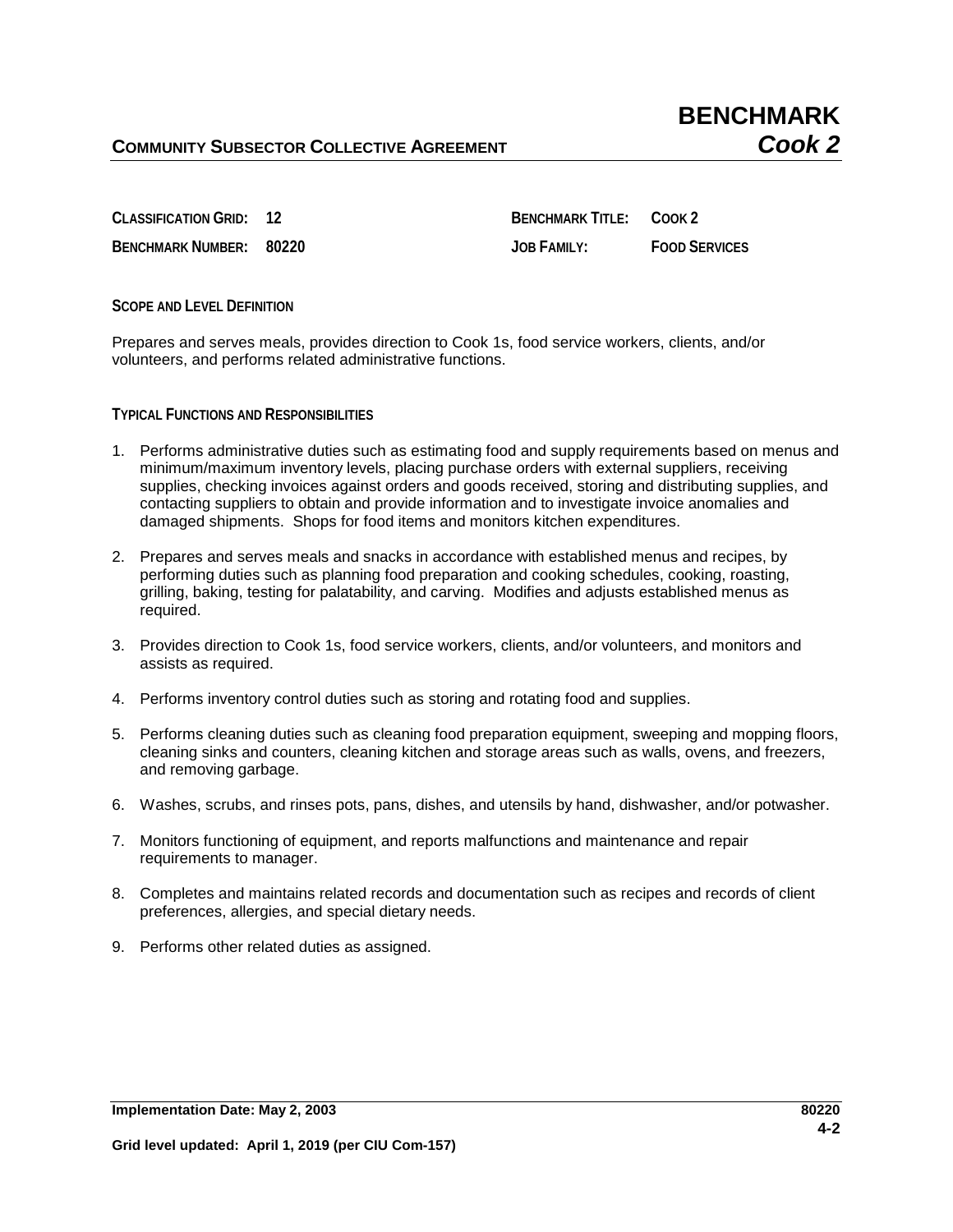# BENCHMARK

**COMMUNITY SUBSECTOR COLLECTIVE AGREEMENT** ***Cook 2***

**CLASSIFICATION GRID: 12**

**BENCHMARK NUMBER: 80220**

**BENCHMARK TITLE: COOK 2**

**JOB FAMILY: FOOD SERVICES**

## SCOPE AND LEVEL DEFINITION

Prepares and serves meals, provides direction to Cook 1s, food service workers, clients, and/or volunteers, and performs related administrative functions.

## TYPICAL FUNCTIONS AND RESPONSIBILITIES

1. Performs administrative duties such as estimating food and supply requirements based on menus and minimum/maximum inventory levels, placing purchase orders with external suppliers, receiving supplies, checking invoices against orders and goods received, storing and distributing supplies, and contacting suppliers to obtain and provide information and to investigate invoice anomalies and damaged shipments. Shops for food items and monitors kitchen expenditures.
2. Prepares and serves meals and snacks in accordance with established menus and recipes, by performing duties such as planning food preparation and cooking schedules, cooking, roasting, grilling, baking, testing for palatability, and carving. Modifies and adjusts established menus as required.
3. Provides direction to Cook 1s, food service workers, clients, and/or volunteers, and monitors and assists as required.
4. Performs inventory control duties such as storing and rotating food and supplies.
5. Performs cleaning duties such as cleaning food preparation equipment, sweeping and mopping floors, cleaning sinks and counters, cleaning kitchen and storage areas such as walls, ovens, and freezers, and removing garbage.
6. Washes, scrubs, and rinses pots, pans, dishes, and utensils by hand, dishwasher, and/or potwasher.
7. Monitors functioning of equipment, and reports malfunctions and maintenance and repair requirements to manager.
8. Completes and maintains related records and documentation such as recipes and records of client preferences, allergies, and special dietary needs.
9. Performs other related duties as assigned.

**Implementation Date: May 2, 2003** **80220**

**Grid level updated: April 1, 2019 (per CIU Com-157)**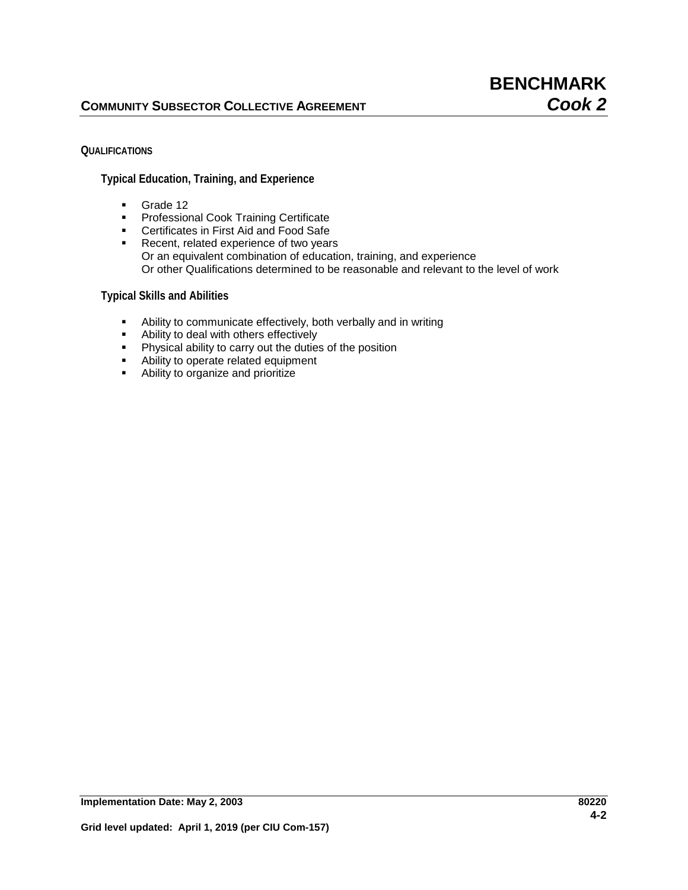## QUALIFICATIONS

### Typical Education, Training, and Experience

- Grade 12
- Professional Cook Training Certificate
- Certificates in First Aid and Food Safe
- Recent, related experience of two years
  Or an equivalent combination of education, training, and experience
  Or other Qualifications determined to be reasonable and relevant to the level of work

### Typical Skills and Abilities

- Ability to communicate effectively, both verbally and in writing
- Ability to deal with others effectively
- Physical ability to carry out the duties of the position
- Ability to operate related equipment
- Ability to organize and prioritize